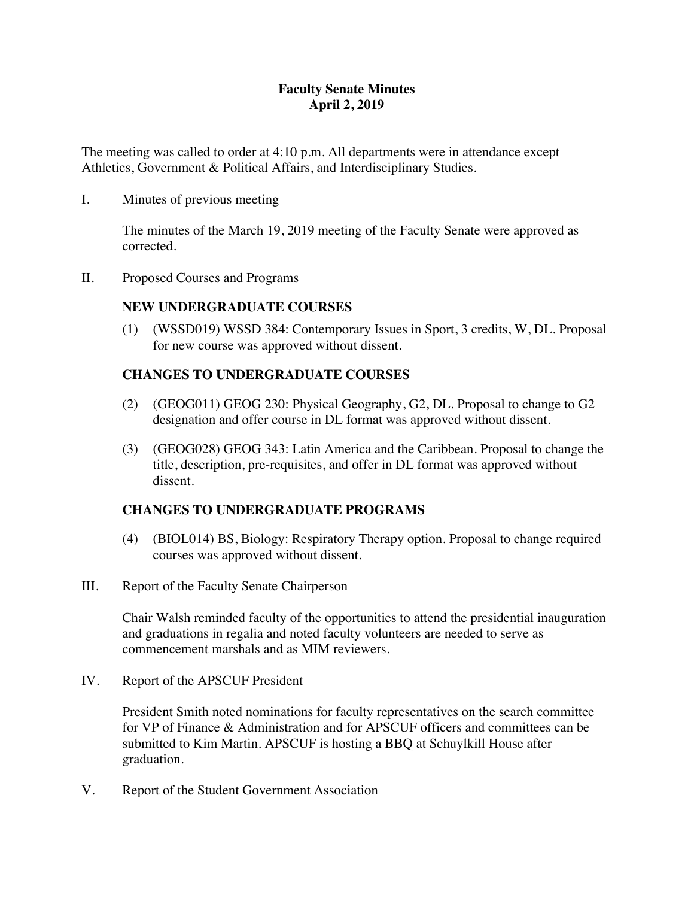# Faculty Senate Minutes
## April 2, 2019

The meeting was called to order at 4:10 p.m. All departments were in attendance except Athletics, Government & Political Affairs, and Interdisciplinary Studies.

I. Minutes of previous meeting

The minutes of the March 19, 2019 meeting of the Faculty Senate were approved as corrected.

II. Proposed Courses and Programs

**NEW UNDERGRADUATE COURSES**

(1) (WSSD019) WSSD 384: Contemporary Issues in Sport, 3 credits, W, DL. Proposal for new course was approved without dissent.

**CHANGES TO UNDERGRADUATE COURSES**

(2) (GEOG011) GEOG 230: Physical Geography, G2, DL. Proposal to change to G2 designation and offer course in DL format was approved without dissent.

(3) (GEOG028) GEOG 343: Latin America and the Caribbean. Proposal to change the title, description, pre-requisites, and offer in DL format was approved without dissent.

**CHANGES TO UNDERGRADUATE PROGRAMS**

(4) (BIOL014) BS, Biology: Respiratory Therapy option. Proposal to change required courses was approved without dissent.

III. Report of the Faculty Senate Chairperson

Chair Walsh reminded faculty of the opportunities to attend the presidential inauguration and graduations in regalia and noted faculty volunteers are needed to serve as commencement marshals and as MIM reviewers.

IV. Report of the APSCUF President

President Smith noted nominations for faculty representatives on the search committee for VP of Finance & Administration and for APSCUF officers and committees can be submitted to Kim Martin. APSCUF is hosting a BBQ at Schuylkill House after graduation.

V. Report of the Student Government Association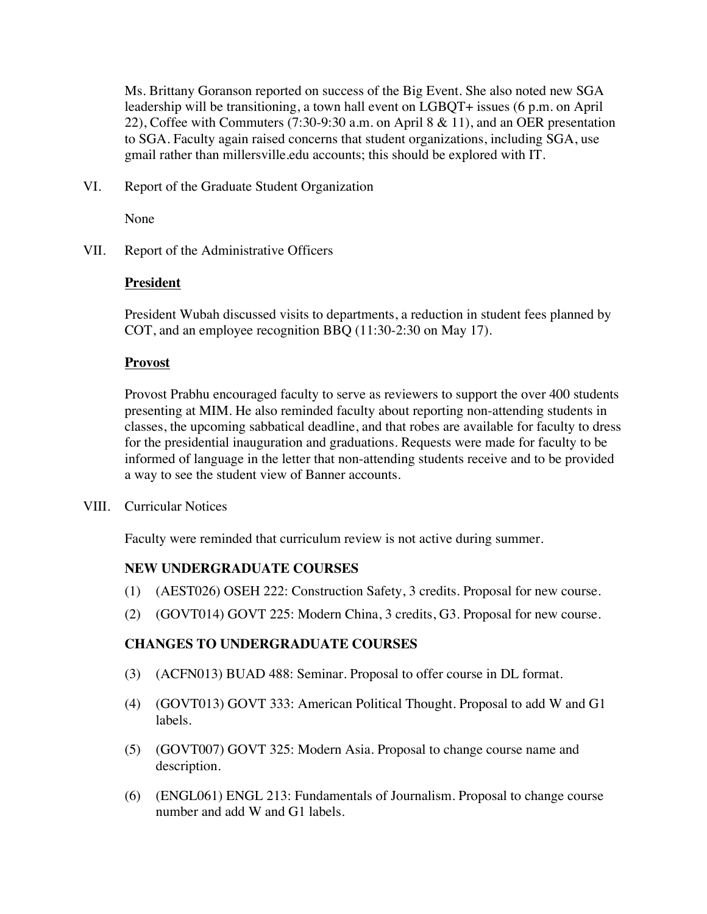Ms. Brittany Goranson reported on success of the Big Event. She also noted new SGA leadership will be transitioning, a town hall event on LGBQT+ issues (6 p.m. on April 22), Coffee with Commuters (7:30-9:30 a.m. on April 8 & 11), and an OER presentation to SGA. Faculty again raised concerns that student organizations, including SGA, use gmail rather than millersville.edu accounts; this should be explored with IT.

VI. Report of the Graduate Student Organization

None

VII. Report of the Administrative Officers

**President**

President Wubah discussed visits to departments, a reduction in student fees planned by COT, and an employee recognition BBQ (11:30-2:30 on May 17).

**Provost**

Provost Prabhu encouraged faculty to serve as reviewers to support the over 400 students presenting at MIM. He also reminded faculty about reporting non-attending students in classes, the upcoming sabbatical deadline, and that robes are available for faculty to dress for the presidential inauguration and graduations. Requests were made for faculty to be informed of language in the letter that non-attending students receive and to be provided a way to see the student view of Banner accounts.

VIII. Curricular Notices

Faculty were reminded that curriculum review is not active during summer.

**NEW UNDERGRADUATE COURSES**

(1) (AEST026) OSEH 222: Construction Safety, 3 credits. Proposal for new course.

(2) (GOVT014) GOVT 225: Modern China, 3 credits, G3. Proposal for new course.

**CHANGES TO UNDERGRADUATE COURSES**

(3) (ACFN013) BUAD 488: Seminar. Proposal to offer course in DL format.

(4) (GOVT013) GOVT 333: American Political Thought. Proposal to add W and G1 labels.

(5) (GOVT007) GOVT 325: Modern Asia. Proposal to change course name and description.

(6) (ENGL061) ENGL 213: Fundamentals of Journalism. Proposal to change course number and add W and G1 labels.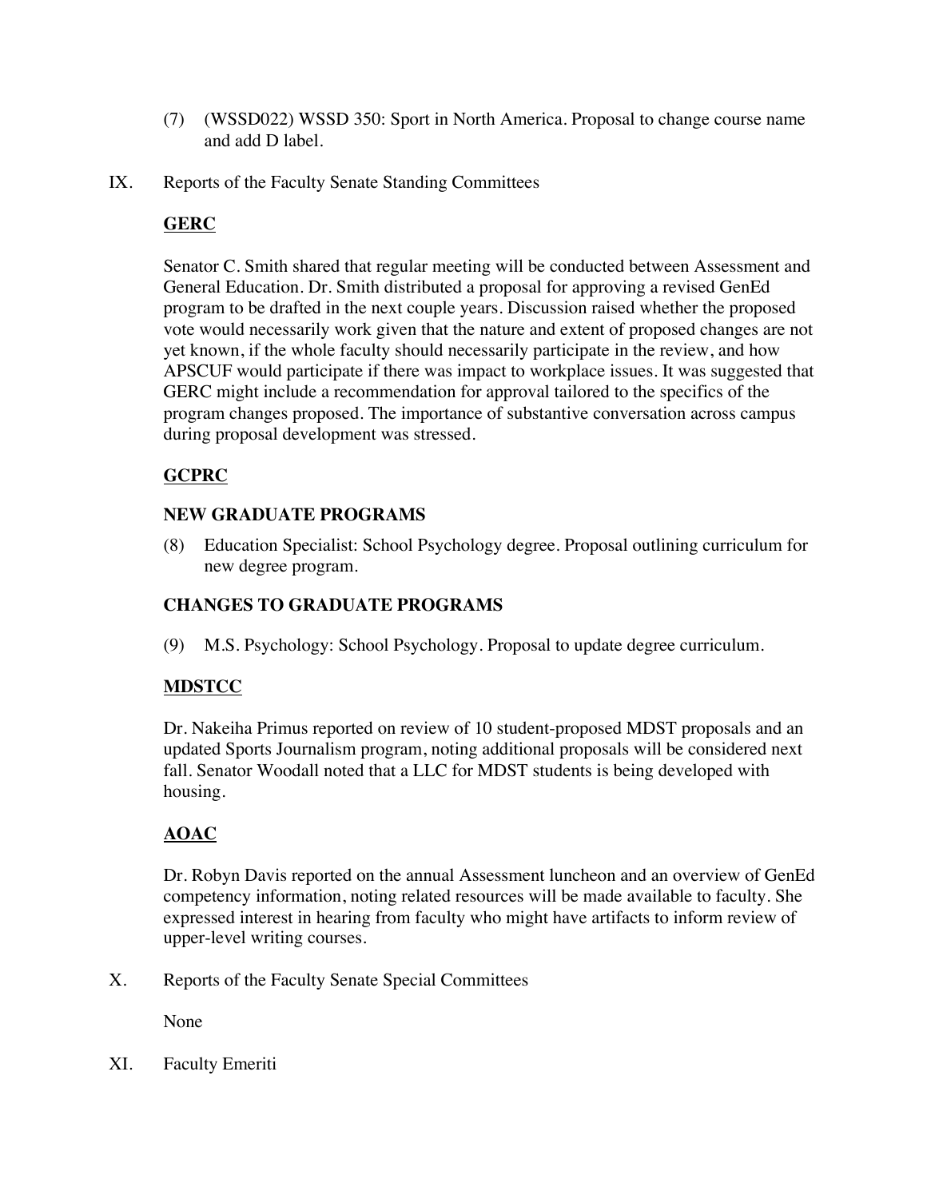(7) (WSSD022) WSSD 350: Sport in North America. Proposal to change course name and add D label.

IX. Reports of the Faculty Senate Standing Committees

**GERC**

Senator C. Smith shared that regular meeting will be conducted between Assessment and General Education. Dr. Smith distributed a proposal for approving a revised GenEd program to be drafted in the next couple years. Discussion raised whether the proposed vote would necessarily work given that the nature and extent of proposed changes are not yet known, if the whole faculty should necessarily participate in the review, and how APSCUF would participate if there was impact to workplace issues. It was suggested that GERC might include a recommendation for approval tailored to the specifics of the program changes proposed. The importance of substantive conversation across campus during proposal development was stressed.

**GCPRC**

**NEW GRADUATE PROGRAMS**

(8) Education Specialist: School Psychology degree. Proposal outlining curriculum for new degree program.

**CHANGES TO GRADUATE PROGRAMS**

(9) M.S. Psychology: School Psychology. Proposal to update degree curriculum.

**MDSTCC**

Dr. Nakeiha Primus reported on review of 10 student-proposed MDST proposals and an updated Sports Journalism program, noting additional proposals will be considered next fall. Senator Woodall noted that a LLC for MDST students is being developed with housing.

**AOAC**

Dr. Robyn Davis reported on the annual Assessment luncheon and an overview of GenEd competency information, noting related resources will be made available to faculty. She expressed interest in hearing from faculty who might have artifacts to inform review of upper-level writing courses.

X. Reports of the Faculty Senate Special Committees

None

XI. Faculty Emeriti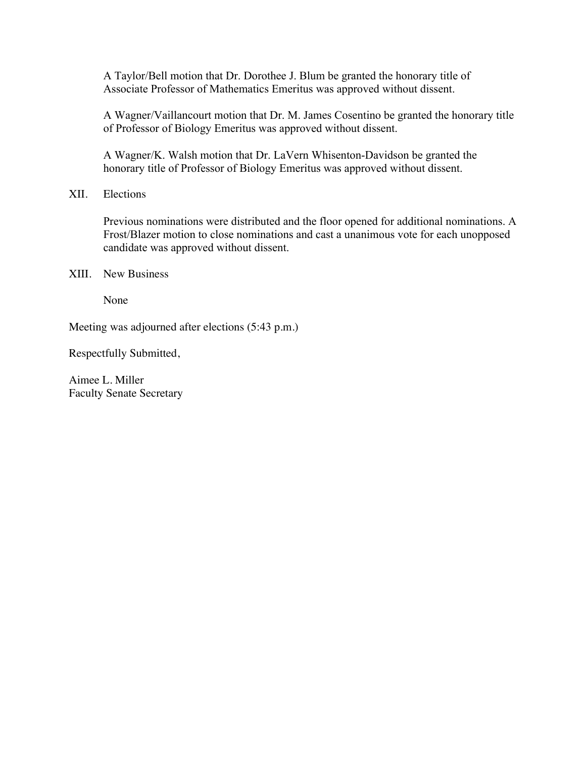A Taylor/Bell motion that Dr. Dorothee J. Blum be granted the honorary title of Associate Professor of Mathematics Emeritus was approved without dissent.

A Wagner/Vaillancourt motion that Dr. M. James Cosentino be granted the honorary title of Professor of Biology Emeritus was approved without dissent.

A Wagner/K. Walsh motion that Dr. LaVern Whisenton-Davidson be granted the honorary title of Professor of Biology Emeritus was approved without dissent.

## XII. Elections

Previous nominations were distributed and the floor opened for additional nominations. A Frost/Blazer motion to close nominations and cast a unanimous vote for each unopposed candidate was approved without dissent.

## XIII. New Business

None

Meeting was adjourned after elections (5:43 p.m.)

Respectfully Submitted,

Aimee L. Miller
Faculty Senate Secretary